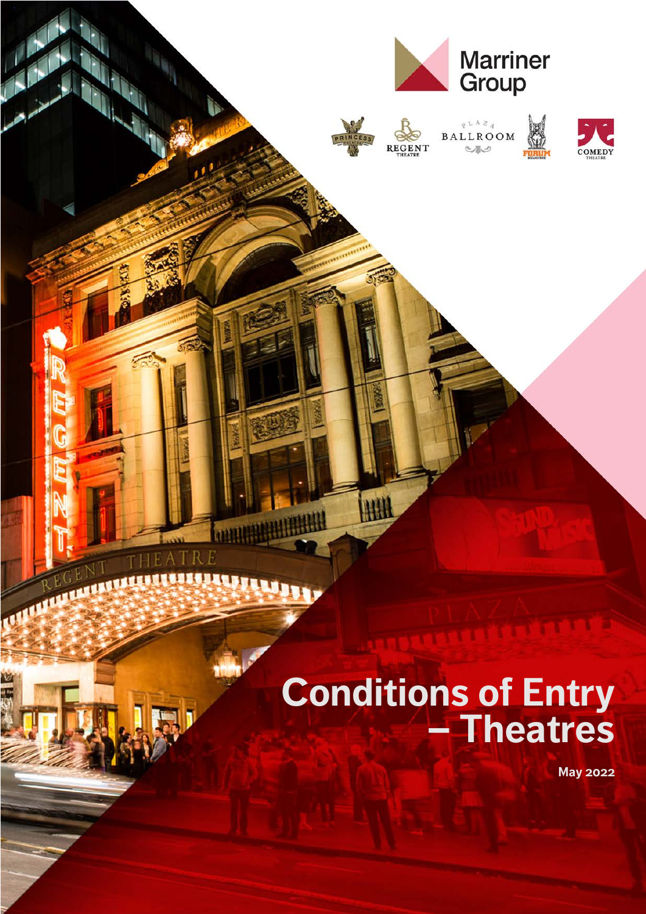Marriner Group

# Conditions of Entry – Theatres

May 2022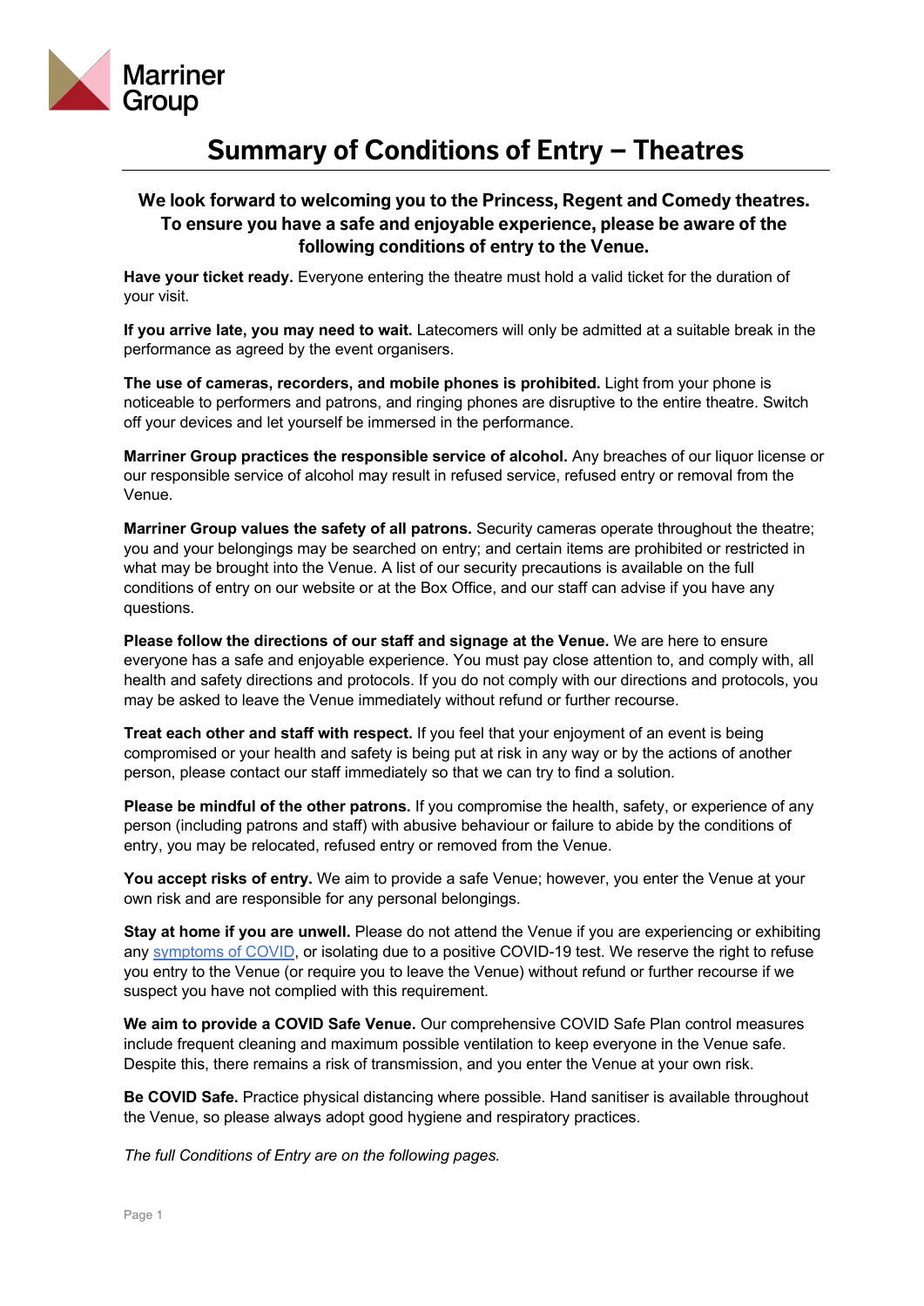Marriner Group

# Summary of Conditions of Entry – Theatres

### We look forward to welcoming you to the Princess, Regent and Comedy theatres. To ensure you have a safe and enjoyable experience, please be aware of the following conditions of entry to the Venue.

**Have your ticket ready.** Everyone entering the theatre must hold a valid ticket for the duration of your visit.

**If you arrive late, you may need to wait.** Latecomers will only be admitted at a suitable break in the performance as agreed by the event organisers.

**The use of cameras, recorders, and mobile phones is prohibited.** Light from your phone is noticeable to performers and patrons, and ringing phones are disruptive to the entire theatre. Switch off your devices and let yourself be immersed in the performance.

**Marriner Group practices the responsible service of alcohol.** Any breaches of our liquor license or our responsible service of alcohol may result in refused service, refused entry or removal from the Venue.

**Marriner Group values the safety of all patrons.** Security cameras operate throughout the theatre; you and your belongings may be searched on entry; and certain items are prohibited or restricted in what may be brought into the Venue. A list of our security precautions is available on the full conditions of entry on our website or at the Box Office, and our staff can advise if you have any questions.

**Please follow the directions of our staff and signage at the Venue.** We are here to ensure everyone has a safe and enjoyable experience. You must pay close attention to, and comply with, all health and safety directions and protocols. If you do not comply with our directions and protocols, you may be asked to leave the Venue immediately without refund or further recourse.

**Treat each other and staff with respect.** If you feel that your enjoyment of an event is being compromised or your health and safety is being put at risk in any way or by the actions of another person, please contact our staff immediately so that we can try to find a solution.

**Please be mindful of the other patrons.** If you compromise the health, safety, or experience of any person (including patrons and staff) with abusive behaviour or failure to abide by the conditions of entry, you may be relocated, refused entry or removed from the Venue.

**You accept risks of entry.** We aim to provide a safe Venue; however, you enter the Venue at your own risk and are responsible for any personal belongings.

**Stay at home if you are unwell.** Please do not attend the Venue if you are experiencing or exhibiting any symptoms of COVID, or isolating due to a positive COVID-19 test. We reserve the right to refuse you entry to the Venue (or require you to leave the Venue) without refund or further recourse if we suspect you have not complied with this requirement.

**We aim to provide a COVID Safe Venue.** Our comprehensive COVID Safe Plan control measures include frequent cleaning and maximum possible ventilation to keep everyone in the Venue safe. Despite this, there remains a risk of transmission, and you enter the Venue at your own risk.

**Be COVID Safe.** Practice physical distancing where possible. Hand sanitiser is available throughout the Venue, so please always adopt good hygiene and respiratory practices.

*The full Conditions of Entry are on the following pages.*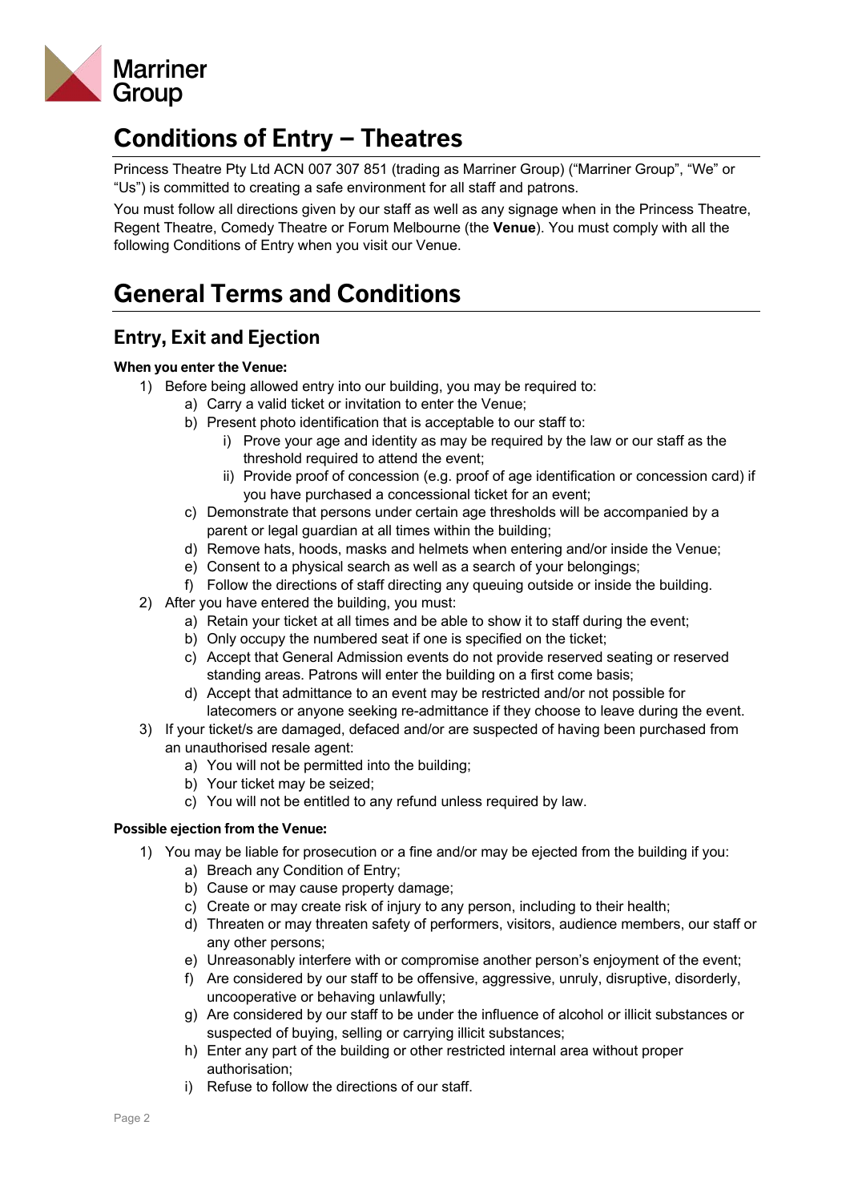# Conditions of Entry – Theatres

Princess Theatre Pty Ltd ACN 007 307 851 (trading as Marriner Group) ("Marriner Group", "We" or "Us") is committed to creating a safe environment for all staff and patrons.

You must follow all directions given by our staff as well as any signage when in the Princess Theatre, Regent Theatre, Comedy Theatre or Forum Melbourne (the **Venue**). You must comply with all the following Conditions of Entry when you visit our Venue.

# General Terms and Conditions

## Entry, Exit and Ejection

**When you enter the Venue:**

1) Before being allowed entry into our building, you may be required to:
   a) Carry a valid ticket or invitation to enter the Venue;
   b) Present photo identification that is acceptable to our staff to:
      i) Prove your age and identity as may be required by the law or our staff as the threshold required to attend the event;
      ii) Provide proof of concession (e.g. proof of age identification or concession card) if you have purchased a concessional ticket for an event;
   c) Demonstrate that persons under certain age thresholds will be accompanied by a parent or legal guardian at all times within the building;
   d) Remove hats, hoods, masks and helmets when entering and/or inside the Venue;
   e) Consent to a physical search as well as a search of your belongings;
   f) Follow the directions of staff directing any queuing outside or inside the building.
2) After you have entered the building, you must:
   a) Retain your ticket at all times and be able to show it to staff during the event;
   b) Only occupy the numbered seat if one is specified on the ticket;
   c) Accept that General Admission events do not provide reserved seating or reserved standing areas. Patrons will enter the building on a first come basis;
   d) Accept that admittance to an event may be restricted and/or not possible for latecomers or anyone seeking re-admittance if they choose to leave during the event.
3) If your ticket/s are damaged, defaced and/or are suspected of having been purchased from an unauthorised resale agent:
   a) You will not be permitted into the building;
   b) Your ticket may be seized;
   c) You will not be entitled to any refund unless required by law.

**Possible ejection from the Venue:**

1) You may be liable for prosecution or a fine and/or may be ejected from the building if you:
   a) Breach any Condition of Entry;
   b) Cause or may cause property damage;
   c) Create or may create risk of injury to any person, including to their health;
   d) Threaten or may threaten safety of performers, visitors, audience members, our staff or any other persons;
   e) Unreasonably interfere with or compromise another person's enjoyment of the event;
   f) Are considered by our staff to be offensive, aggressive, unruly, disruptive, disorderly, uncooperative or behaving unlawfully;
   g) Are considered by our staff to be under the influence of alcohol or illicit substances or suspected of buying, selling or carrying illicit substances;
   h) Enter any part of the building or other restricted internal area without proper authorisation;
   i) Refuse to follow the directions of our staff.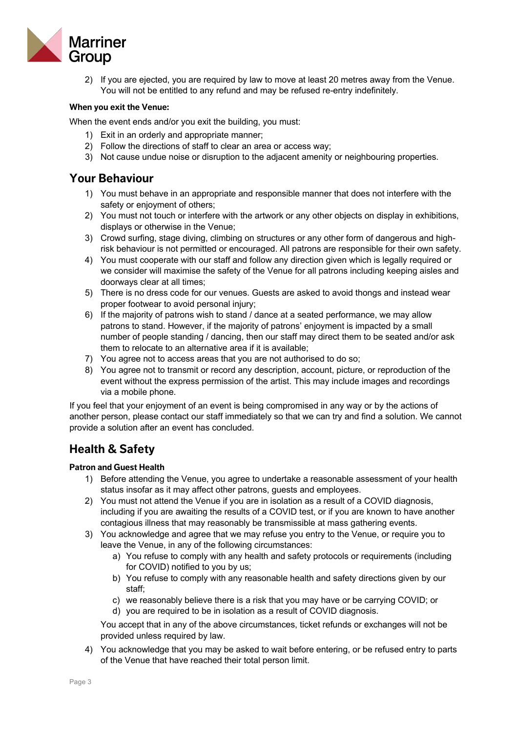2) If you are ejected, you are required by law to move at least 20 metres away from the Venue. You will not be entitled to any refund and may be refused re-entry indefinitely.

**When you exit the Venue:**

When the event ends and/or you exit the building, you must:

1) Exit in an orderly and appropriate manner;
2) Follow the directions of staff to clear an area or access way;
3) Not cause undue noise or disruption to the adjacent amenity or neighbouring properties.

## Your Behaviour

1) You must behave in an appropriate and responsible manner that does not interfere with the safety or enjoyment of others;
2) You must not touch or interfere with the artwork or any other objects on display in exhibitions, displays or otherwise in the Venue;
3) Crowd surfing, stage diving, climbing on structures or any other form of dangerous and high-risk behaviour is not permitted or encouraged. All patrons are responsible for their own safety.
4) You must cooperate with our staff and follow any direction given which is legally required or we consider will maximise the safety of the Venue for all patrons including keeping aisles and doorways clear at all times;
5) There is no dress code for our venues. Guests are asked to avoid thongs and instead wear proper footwear to avoid personal injury;
6) If the majority of patrons wish to stand / dance at a seated performance, we may allow patrons to stand. However, if the majority of patrons' enjoyment is impacted by a small number of people standing / dancing, then our staff may direct them to be seated and/or ask them to relocate to an alternative area if it is available;
7) You agree not to access areas that you are not authorised to do so;
8) You agree not to transmit or record any description, account, picture, or reproduction of the event without the express permission of the artist. This may include images and recordings via a mobile phone.

If you feel that your enjoyment of an event is being compromised in any way or by the actions of another person, please contact our staff immediately so that we can try and find a solution. We cannot provide a solution after an event has concluded.

## Health & Safety

**Patron and Guest Health**

1) Before attending the Venue, you agree to undertake a reasonable assessment of your health status insofar as it may affect other patrons, guests and employees.
2) You must not attend the Venue if you are in isolation as a result of a COVID diagnosis, including if you are awaiting the results of a COVID test, or if you are known to have another contagious illness that may reasonably be transmissible at mass gathering events.
3) You acknowledge and agree that we may refuse you entry to the Venue, or require you to leave the Venue, in any of the following circumstances:
   a) You refuse to comply with any health and safety protocols or requirements (including for COVID) notified to you by us;
   b) You refuse to comply with any reasonable health and safety directions given by our staff;
   c) we reasonably believe there is a risk that you may have or be carrying COVID; or
   d) you are required to be in isolation as a result of COVID diagnosis.

   You accept that in any of the above circumstances, ticket refunds or exchanges will not be provided unless required by law.
4) You acknowledge that you may be asked to wait before entering, or be refused entry to parts of the Venue that have reached their total person limit.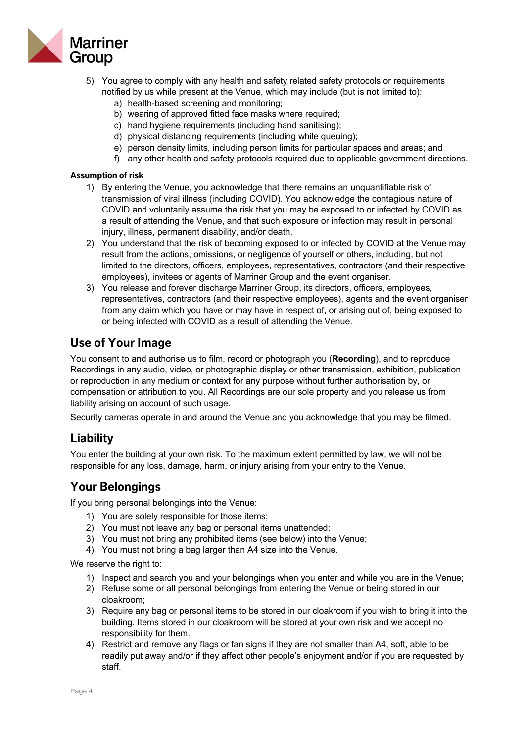5) You agree to comply with any health and safety related safety protocols or requirements notified by us while present at the Venue, which may include (but is not limited to):
   a) health-based screening and monitoring;
   b) wearing of approved fitted face masks where required;
   c) hand hygiene requirements (including hand sanitising);
   d) physical distancing requirements (including while queuing);
   e) person density limits, including person limits for particular spaces and areas; and
   f) any other health and safety protocols required due to applicable government directions.

#### Assumption of risk

1) By entering the Venue, you acknowledge that there remains an unquantifiable risk of transmission of viral illness (including COVID). You acknowledge the contagious nature of COVID and voluntarily assume the risk that you may be exposed to or infected by COVID as a result of attending the Venue, and that such exposure or infection may result in personal injury, illness, permanent disability, and/or death.
2) You understand that the risk of becoming exposed to or infected by COVID at the Venue may result from the actions, omissions, or negligence of yourself or others, including, but not limited to the directors, officers, employees, representatives, contractors (and their respective employees), invitees or agents of Marriner Group and the event organiser.
3) You release and forever discharge Marriner Group, its directors, officers, employees, representatives, contractors (and their respective employees), agents and the event organiser from any claim which you have or may have in respect of, or arising out of, being exposed to or being infected with COVID as a result of attending the Venue.

## Use of Your Image

You consent to and authorise us to film, record or photograph you (**Recording**), and to reproduce Recordings in any audio, video, or photographic display or other transmission, exhibition, publication or reproduction in any medium or context for any purpose without further authorisation by, or compensation or attribution to you. All Recordings are our sole property and you release us from liability arising on account of such usage.

Security cameras operate in and around the Venue and you acknowledge that you may be filmed.

## Liability

You enter the building at your own risk. To the maximum extent permitted by law, we will not be responsible for any loss, damage, harm, or injury arising from your entry to the Venue.

## Your Belongings

If you bring personal belongings into the Venue:

1) You are solely responsible for those items;
2) You must not leave any bag or personal items unattended;
3) You must not bring any prohibited items (see below) into the Venue;
4) You must not bring a bag larger than A4 size into the Venue.

We reserve the right to:

1) Inspect and search you and your belongings when you enter and while you are in the Venue;
2) Refuse some or all personal belongings from entering the Venue or being stored in our cloakroom;
3) Require any bag or personal items to be stored in our cloakroom if you wish to bring it into the building. Items stored in our cloakroom will be stored at your own risk and we accept no responsibility for them.
4) Restrict and remove any flags or fan signs if they are not smaller than A4, soft, able to be readily put away and/or if they affect other people's enjoyment and/or if you are requested by staff.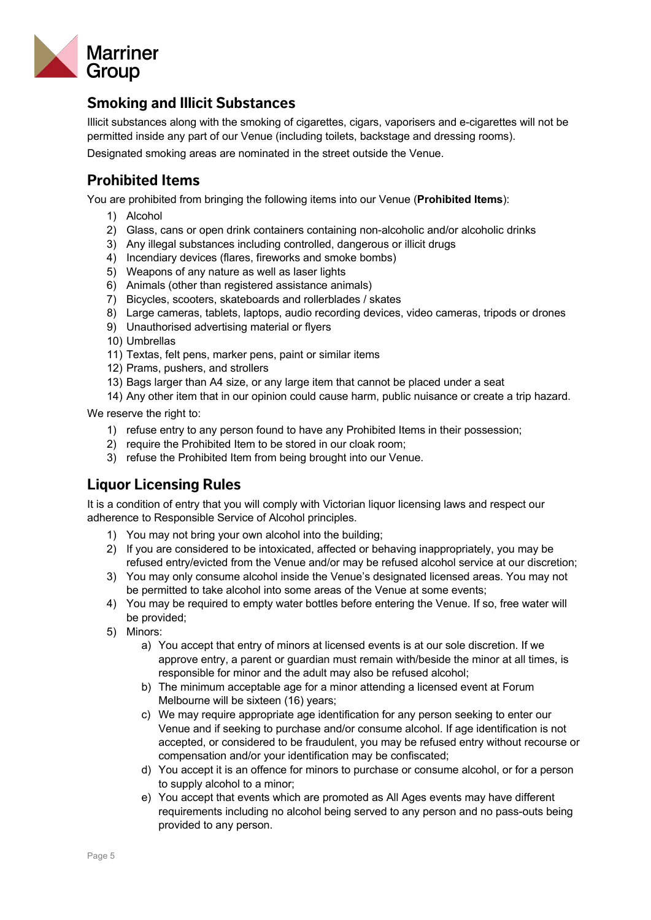## Smoking and Illicit Substances

Illicit substances along with the smoking of cigarettes, cigars, vaporisers and e-cigarettes will not be permitted inside any part of our Venue (including toilets, backstage and dressing rooms).

Designated smoking areas are nominated in the street outside the Venue.

## Prohibited Items

You are prohibited from bringing the following items into our Venue (**Prohibited Items**):

1) Alcohol
2) Glass, cans or open drink containers containing non-alcoholic and/or alcoholic drinks
3) Any illegal substances including controlled, dangerous or illicit drugs
4) Incendiary devices (flares, fireworks and smoke bombs)
5) Weapons of any nature as well as laser lights
6) Animals (other than registered assistance animals)
7) Bicycles, scooters, skateboards and rollerblades / skates
8) Large cameras, tablets, laptops, audio recording devices, video cameras, tripods or drones
9) Unauthorised advertising material or flyers
10) Umbrellas
11) Textas, felt pens, marker pens, paint or similar items
12) Prams, pushers, and strollers
13) Bags larger than A4 size, or any large item that cannot be placed under a seat
14) Any other item that in our opinion could cause harm, public nuisance or create a trip hazard.

We reserve the right to:

1) refuse entry to any person found to have any Prohibited Items in their possession;
2) require the Prohibited Item to be stored in our cloak room;
3) refuse the Prohibited Item from being brought into our Venue.

## Liquor Licensing Rules

It is a condition of entry that you will comply with Victorian liquor licensing laws and respect our adherence to Responsible Service of Alcohol principles.

1) You may not bring your own alcohol into the building;
2) If you are considered to be intoxicated, affected or behaving inappropriately, you may be refused entry/evicted from the Venue and/or may be refused alcohol service at our discretion;
3) You may only consume alcohol inside the Venue's designated licensed areas. You may not be permitted to take alcohol into some areas of the Venue at some events;
4) You may be required to empty water bottles before entering the Venue. If so, free water will be provided;
5) Minors:
    a) You accept that entry of minors at licensed events is at our sole discretion. If we approve entry, a parent or guardian must remain with/beside the minor at all times, is responsible for minor and the adult may also be refused alcohol;
    b) The minimum acceptable age for a minor attending a licensed event at Forum Melbourne will be sixteen (16) years;
    c) We may require appropriate age identification for any person seeking to enter our Venue and if seeking to purchase and/or consume alcohol. If age identification is not accepted, or considered to be fraudulent, you may be refused entry without recourse or compensation and/or your identification may be confiscated;
    d) You accept it is an offence for minors to purchase or consume alcohol, or for a person to supply alcohol to a minor;
    e) You accept that events which are promoted as All Ages events may have different requirements including no alcohol being served to any person and no pass-outs being provided to any person.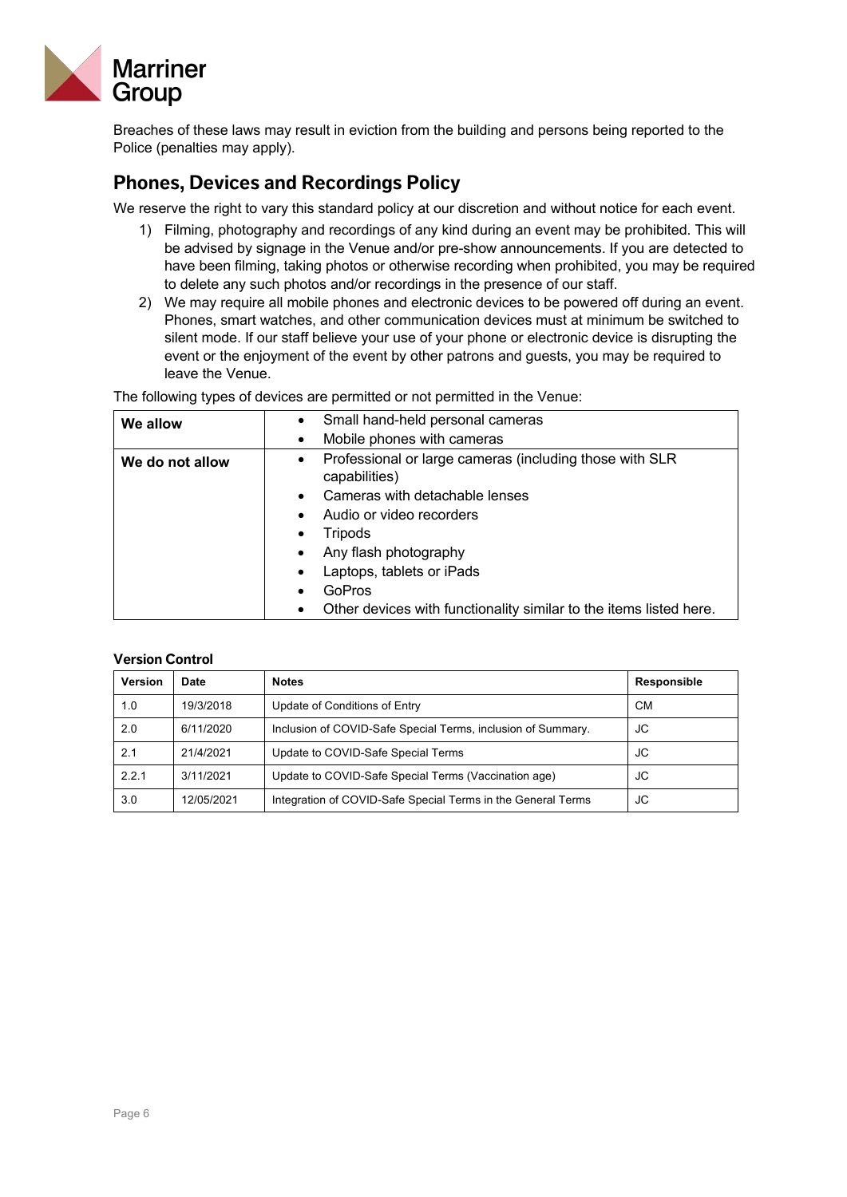Breaches of these laws may result in eviction from the building and persons being reported to the Police (penalties may apply).

## Phones, Devices and Recordings Policy

We reserve the right to vary this standard policy at our discretion and without notice for each event.

1) Filming, photography and recordings of any kind during an event may be prohibited. This will be advised by signage in the Venue and/or pre-show announcements. If you are detected to have been filming, taking photos or otherwise recording when prohibited, you may be required to delete any such photos and/or recordings in the presence of our staff.
2) We may require all mobile phones and electronic devices to be powered off during an event. Phones, smart watches, and other communication devices must at minimum be switched to silent mode. If our staff believe your use of your phone or electronic device is disrupting the event or the enjoyment of the event by other patrons and guests, you may be required to leave the Venue.

The following types of devices are permitted or not permitted in the Venue:

| | |
|---|---|
| **We allow** | • Small hand-held personal cameras<br>• Mobile phones with cameras |
| **We do not allow** | • Professional or large cameras (including those with SLR capabilities)<br>• Cameras with detachable lenses<br>• Audio or video recorders<br>• Tripods<br>• Any flash photography<br>• Laptops, tablets or iPads<br>• GoPros<br>• Other devices with functionality similar to the items listed here. |

**Version Control**

| Version | Date | Notes | Responsible |
|---|---|---|---|
| 1.0 | 19/3/2018 | Update of Conditions of Entry | CM |
| 2.0 | 6/11/2020 | Inclusion of COVID-Safe Special Terms, inclusion of Summary. | JC |
| 2.1 | 21/4/2021 | Update to COVID-Safe Special Terms | JC |
| 2.2.1 | 3/11/2021 | Update to COVID-Safe Special Terms (Vaccination age) | JC |
| 3.0 | 12/05/2021 | Integration of COVID-Safe Special Terms in the General Terms | JC |